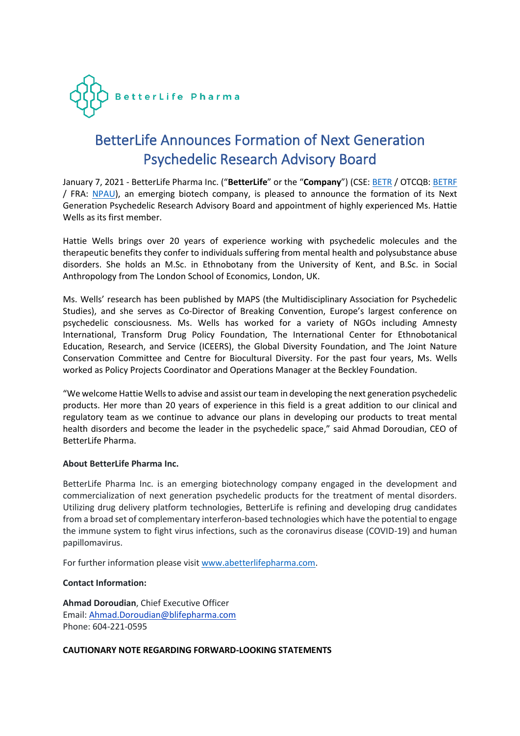BetterLife Pharma

# BetterLife Announces Formation of Next Generation Psychedelic Research Advisory Board

January 7, 2021 - BetterLife Pharma Inc. ("**BetterLife**" or the "**Company**") (CSE: BETR / OTCQB: BETRF / FRA: NPAU), an emerging biotech company, is pleased to announce the formation of its Next Generation Psychedelic Research Advisory Board and appointment of highly experienced Ms. Hattie Wells as its first member.

Hattie Wells brings over 20 years of experience working with psychedelic molecules and the therapeutic benefits they confer to individuals suffering from mental health and polysubstance abuse disorders. She holds an M.Sc. in Ethnobotany from the University of Kent, and B.Sc. in Social Anthropology from The London School of Economics, London, UK.

Ms. Wells' research has been published by MAPS (the Multidisciplinary Association for Psychedelic Studies), and she serves as Co-Director of Breaking Convention, Europe's largest conference on psychedelic consciousness. Ms. Wells has worked for a variety of NGOs including Amnesty International, Transform Drug Policy Foundation, The International Center for Ethnobotanical Education, Research, and Service (ICEERS), the Global Diversity Foundation, and The Joint Nature Conservation Committee and Centre for Biocultural Diversity. For the past four years, Ms. Wells worked as Policy Projects Coordinator and Operations Manager at the Beckley Foundation.

"We welcome Hattie Wells to advise and assist our team in developing the next generation psychedelic products. Her more than 20 years of experience in this field is a great addition to our clinical and regulatory team as we continue to advance our plans in developing our products to treat mental health disorders and become the leader in the psychedelic space," said Ahmad Doroudian, CEO of BetterLife Pharma.

**About BetterLife Pharma Inc.**

BetterLife Pharma Inc. is an emerging biotechnology company engaged in the development and commercialization of next generation psychedelic products for the treatment of mental disorders. Utilizing drug delivery platform technologies, BetterLife is refining and developing drug candidates from a broad set of complementary interferon-based technologies which have the potential to engage the immune system to fight virus infections, such as the coronavirus disease (COVID-19) and human papillomavirus.

For further information please visit www.abetterlifepharma.com.

**Contact Information:**

**Ahmad Doroudian**, Chief Executive Officer
Email: Ahmad.Doroudian@blifepharma.com
Phone: 604-221-0595

**CAUTIONARY NOTE REGARDING FORWARD-LOOKING STATEMENTS**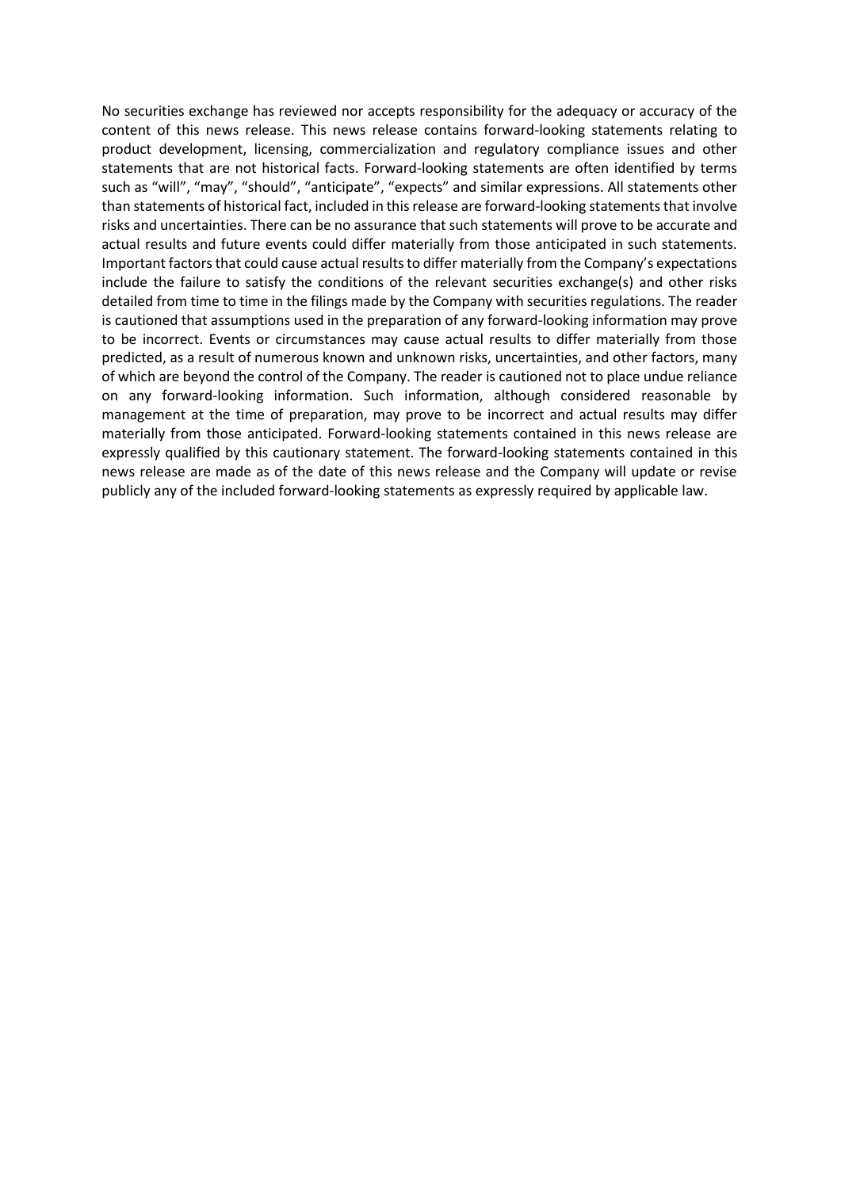No securities exchange has reviewed nor accepts responsibility for the adequacy or accuracy of the content of this news release. This news release contains forward-looking statements relating to product development, licensing, commercialization and regulatory compliance issues and other statements that are not historical facts. Forward-looking statements are often identified by terms such as "will", "may", "should", "anticipate", "expects" and similar expressions. All statements other than statements of historical fact, included in this release are forward-looking statements that involve risks and uncertainties. There can be no assurance that such statements will prove to be accurate and actual results and future events could differ materially from those anticipated in such statements. Important factors that could cause actual results to differ materially from the Company's expectations include the failure to satisfy the conditions of the relevant securities exchange(s) and other risks detailed from time to time in the filings made by the Company with securities regulations. The reader is cautioned that assumptions used in the preparation of any forward-looking information may prove to be incorrect. Events or circumstances may cause actual results to differ materially from those predicted, as a result of numerous known and unknown risks, uncertainties, and other factors, many of which are beyond the control of the Company. The reader is cautioned not to place undue reliance on any forward-looking information. Such information, although considered reasonable by management at the time of preparation, may prove to be incorrect and actual results may differ materially from those anticipated. Forward-looking statements contained in this news release are expressly qualified by this cautionary statement. The forward-looking statements contained in this news release are made as of the date of this news release and the Company will update or revise publicly any of the included forward-looking statements as expressly required by applicable law.